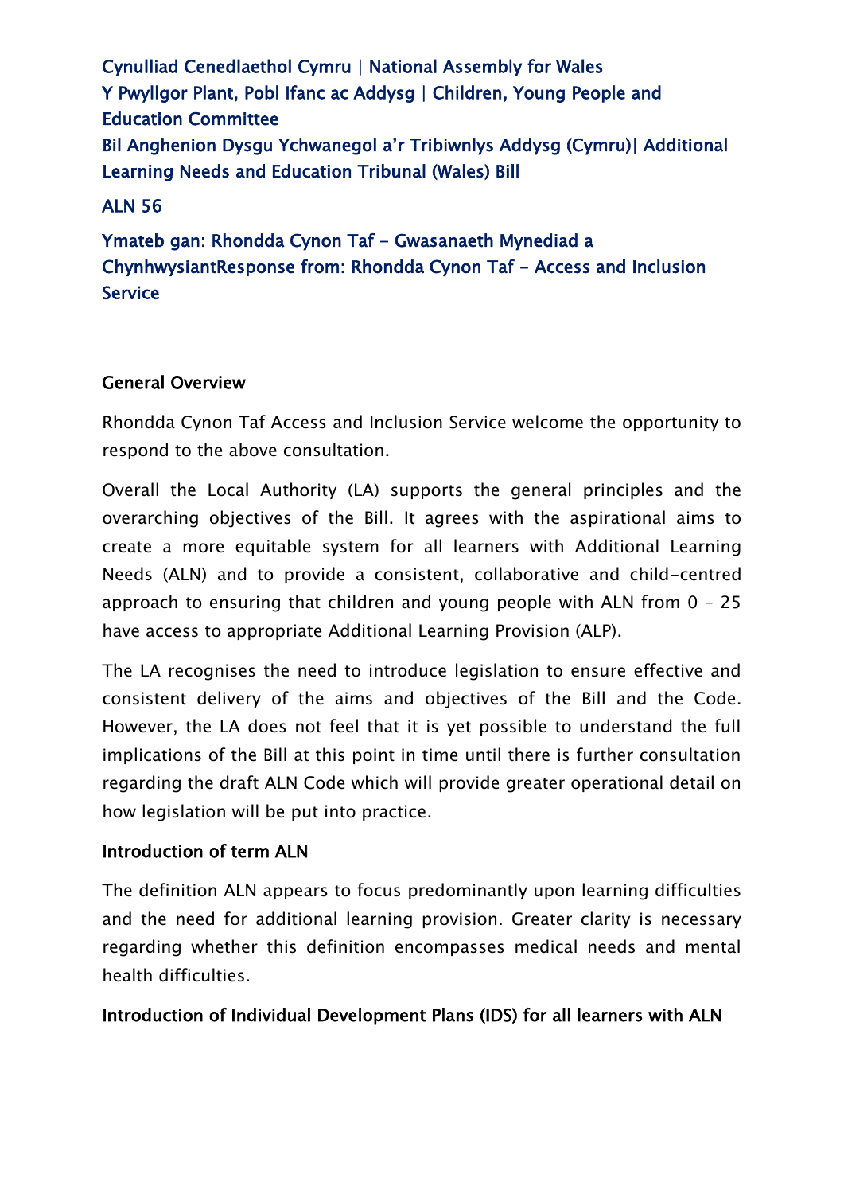Cynulliad Cenedlaethol Cymru | National Assembly for Wales
Y Pwyllgor Plant, Pobl Ifanc ac Addysg | Children, Young People and Education Committee
Bil Anghenion Dysgu Ychwanegol a'r Tribiwnlys Addysg (Cymru)| Additional Learning Needs and Education Tribunal (Wales) Bill

ALN 56

Ymateb gan: Rhondda Cynon Taf - Gwasanaeth Mynediad a ChynhwysiantResponse from: Rhondda Cynon Taf - Access and Inclusion Service

## General Overview

Rhondda Cynon Taf Access and Inclusion Service welcome the opportunity to respond to the above consultation.

Overall the Local Authority (LA) supports the general principles and the overarching objectives of the Bill. It agrees with the aspirational aims to create a more equitable system for all learners with Additional Learning Needs (ALN) and to provide a consistent, collaborative and child-centred approach to ensuring that children and young people with ALN from 0 – 25 have access to appropriate Additional Learning Provision (ALP).

The LA recognises the need to introduce legislation to ensure effective and consistent delivery of the aims and objectives of the Bill and the Code. However, the LA does not feel that it is yet possible to understand the full implications of the Bill at this point in time until there is further consultation regarding the draft ALN Code which will provide greater operational detail on how legislation will be put into practice.

## Introduction of term ALN

The definition ALN appears to focus predominantly upon learning difficulties and the need for additional learning provision. Greater clarity is necessary regarding whether this definition encompasses medical needs and mental health difficulties.

## Introduction of Individual Development Plans (IDS) for all learners with ALN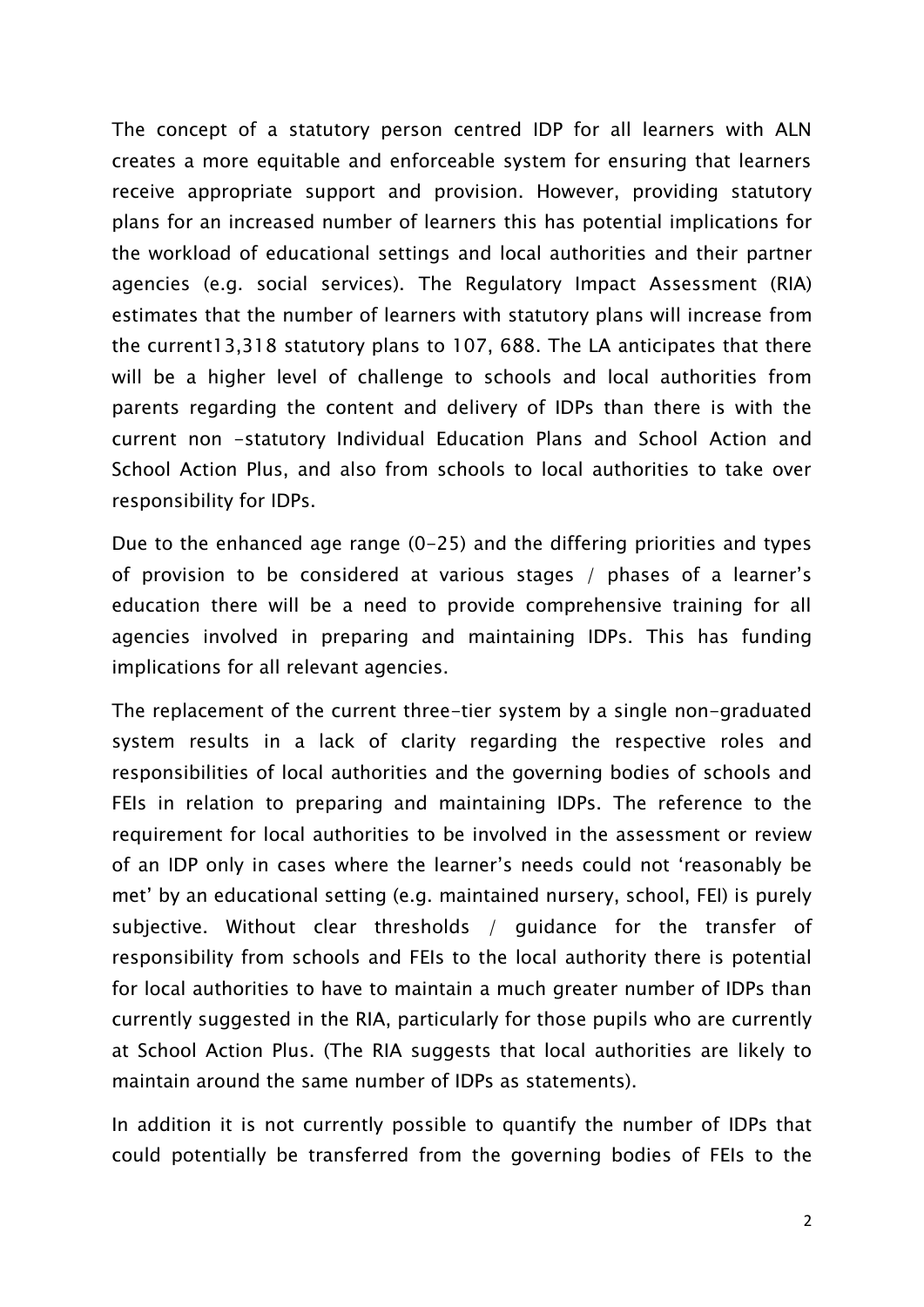The concept of a statutory person centred IDP for all learners with ALN creates a more equitable and enforceable system for ensuring that learners receive appropriate support and provision. However, providing statutory plans for an increased number of learners this has potential implications for the workload of educational settings and local authorities and their partner agencies (e.g. social services). The Regulatory Impact Assessment (RIA) estimates that the number of learners with statutory plans will increase from the current13,318 statutory plans to 107, 688. The LA anticipates that there will be a higher level of challenge to schools and local authorities from parents regarding the content and delivery of IDPs than there is with the current non -statutory Individual Education Plans and School Action and School Action Plus, and also from schools to local authorities to take over responsibility for IDPs.

Due to the enhanced age range (0-25) and the differing priorities and types of provision to be considered at various stages / phases of a learner's education there will be a need to provide comprehensive training for all agencies involved in preparing and maintaining IDPs. This has funding implications for all relevant agencies.

The replacement of the current three-tier system by a single non-graduated system results in a lack of clarity regarding the respective roles and responsibilities of local authorities and the governing bodies of schools and FEIs in relation to preparing and maintaining IDPs. The reference to the requirement for local authorities to be involved in the assessment or review of an IDP only in cases where the learner's needs could not 'reasonably be met' by an educational setting (e.g. maintained nursery, school, FEI) is purely subjective. Without clear thresholds / guidance for the transfer of responsibility from schools and FEIs to the local authority there is potential for local authorities to have to maintain a much greater number of IDPs than currently suggested in the RIA, particularly for those pupils who are currently at School Action Plus. (The RIA suggests that local authorities are likely to maintain around the same number of IDPs as statements).

In addition it is not currently possible to quantify the number of IDPs that could potentially be transferred from the governing bodies of FEIs to the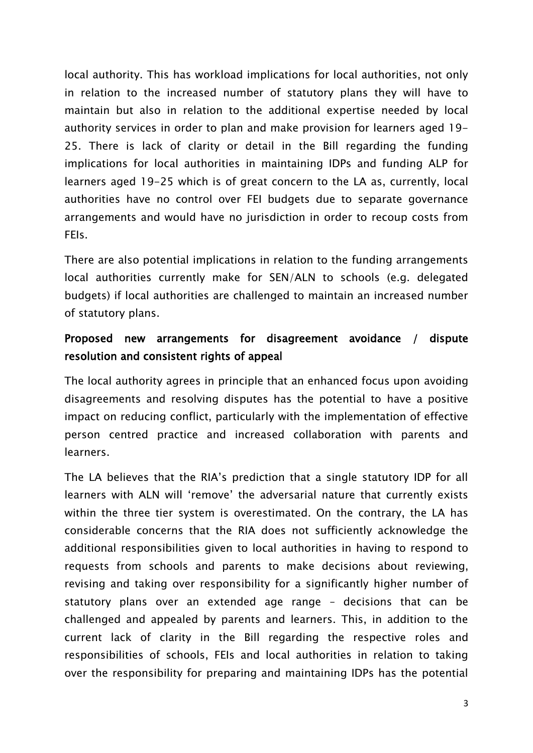local authority. This has workload implications for local authorities, not only in relation to the increased number of statutory plans they will have to maintain but also in relation to the additional expertise needed by local authority services in order to plan and make provision for learners aged 19-25. There is lack of clarity or detail in the Bill regarding the funding implications for local authorities in maintaining IDPs and funding ALP for learners aged 19-25 which is of great concern to the LA as, currently, local authorities have no control over FEI budgets due to separate governance arrangements and would have no jurisdiction in order to recoup costs from FEIs.

There are also potential implications in relation to the funding arrangements local authorities currently make for SEN/ALN to schools (e.g. delegated budgets) if local authorities are challenged to maintain an increased number of statutory plans.

## Proposed new arrangements for disagreement avoidance / dispute resolution and consistent rights of appeal

The local authority agrees in principle that an enhanced focus upon avoiding disagreements and resolving disputes has the potential to have a positive impact on reducing conflict, particularly with the implementation of effective person centred practice and increased collaboration with parents and learners.

The LA believes that the RIA's prediction that a single statutory IDP for all learners with ALN will 'remove' the adversarial nature that currently exists within the three tier system is overestimated. On the contrary, the LA has considerable concerns that the RIA does not sufficiently acknowledge the additional responsibilities given to local authorities in having to respond to requests from schools and parents to make decisions about reviewing, revising and taking over responsibility for a significantly higher number of statutory plans over an extended age range – decisions that can be challenged and appealed by parents and learners. This, in addition to the current lack of clarity in the Bill regarding the respective roles and responsibilities of schools, FEIs and local authorities in relation to taking over the responsibility for preparing and maintaining IDPs has the potential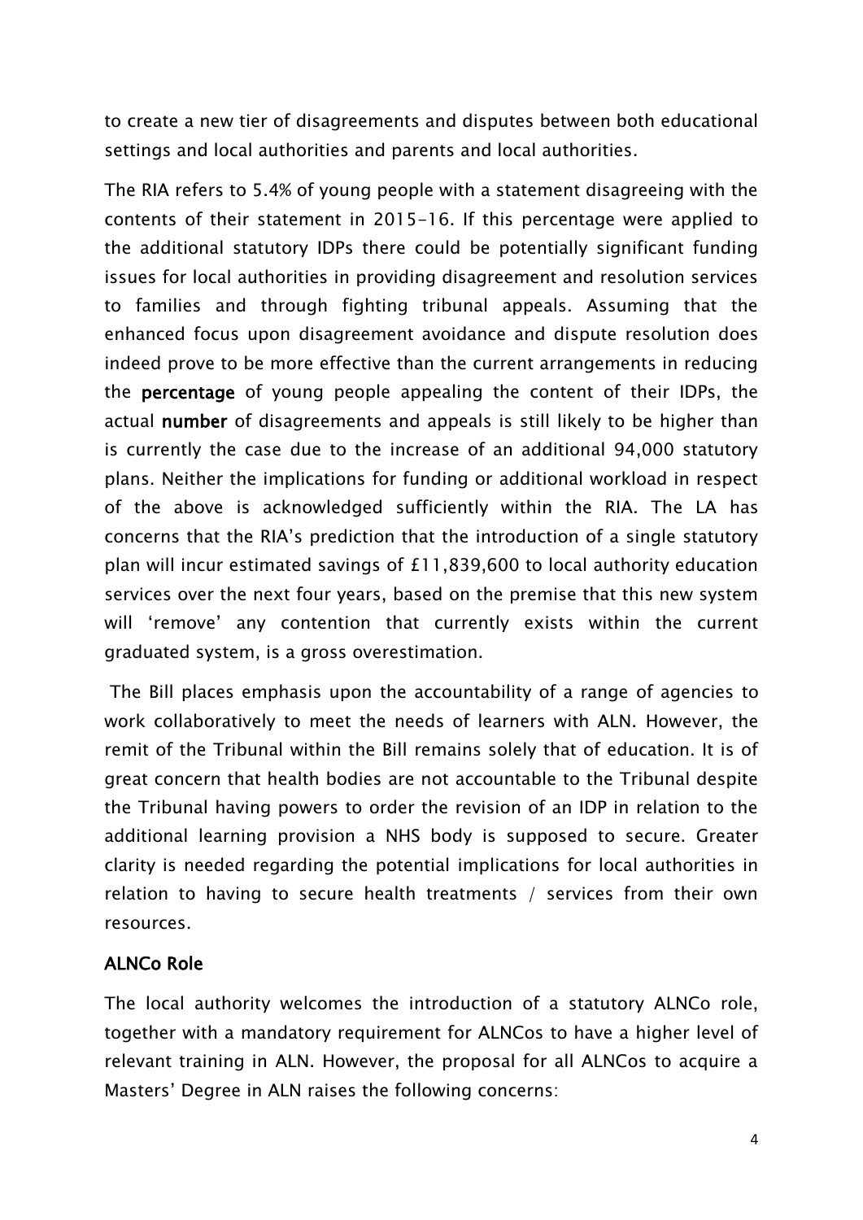to create a new tier of disagreements and disputes between both educational settings and local authorities and parents and local authorities.

The RIA refers to 5.4% of young people with a statement disagreeing with the contents of their statement in 2015-16. If this percentage were applied to the additional statutory IDPs there could be potentially significant funding issues for local authorities in providing disagreement and resolution services to families and through fighting tribunal appeals. Assuming that the enhanced focus upon disagreement avoidance and dispute resolution does indeed prove to be more effective than the current arrangements in reducing the **percentage** of young people appealing the content of their IDPs, the actual **number** of disagreements and appeals is still likely to be higher than is currently the case due to the increase of an additional 94,000 statutory plans. Neither the implications for funding or additional workload in respect of the above is acknowledged sufficiently within the RIA. The LA has concerns that the RIA's prediction that the introduction of a single statutory plan will incur estimated savings of £11,839,600 to local authority education services over the next four years, based on the premise that this new system will 'remove' any contention that currently exists within the current graduated system, is a gross overestimation.

The Bill places emphasis upon the accountability of a range of agencies to work collaboratively to meet the needs of learners with ALN. However, the remit of the Tribunal within the Bill remains solely that of education. It is of great concern that health bodies are not accountable to the Tribunal despite the Tribunal having powers to order the revision of an IDP in relation to the additional learning provision a NHS body is supposed to secure. Greater clarity is needed regarding the potential implications for local authorities in relation to having to secure health treatments / services from their own resources.

## ALNCo Role

The local authority welcomes the introduction of a statutory ALNCo role, together with a mandatory requirement for ALNCos to have a higher level of relevant training in ALN. However, the proposal for all ALNCos to acquire a Masters' Degree in ALN raises the following concerns: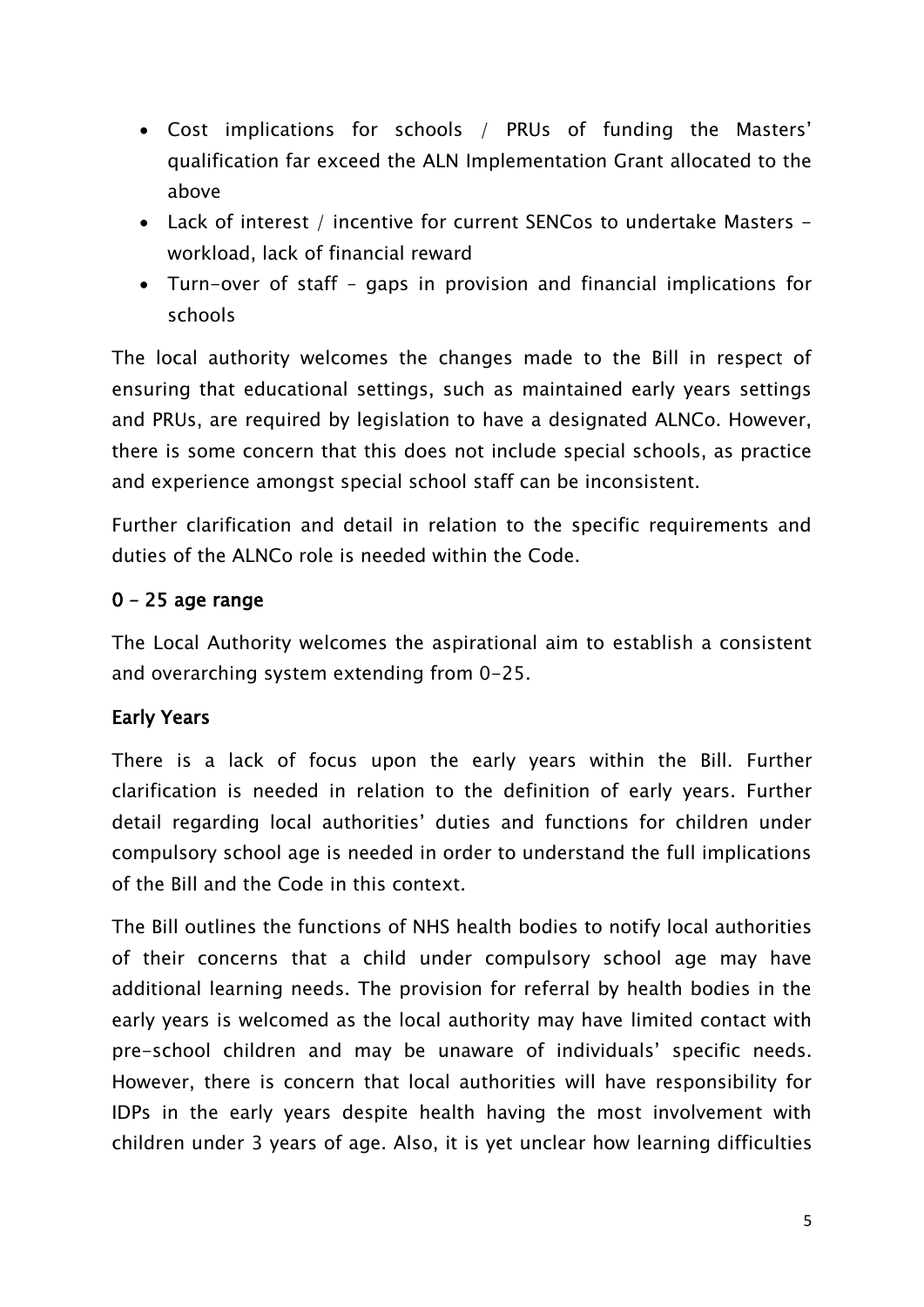- Cost implications for schools / PRUs of funding the Masters' qualification far exceed the ALN Implementation Grant allocated to the above
- Lack of interest / incentive for current SENCos to undertake Masters - workload, lack of financial reward
- Turn-over of staff – gaps in provision and financial implications for schools

The local authority welcomes the changes made to the Bill in respect of ensuring that educational settings, such as maintained early years settings and PRUs, are required by legislation to have a designated ALNCo. However, there is some concern that this does not include special schools, as practice and experience amongst special school staff can be inconsistent.

Further clarification and detail in relation to the specific requirements and duties of the ALNCo role is needed within the Code.

**0 – 25 age range**

The Local Authority welcomes the aspirational aim to establish a consistent and overarching system extending from 0-25.

**Early Years**

There is a lack of focus upon the early years within the Bill. Further clarification is needed in relation to the definition of early years. Further detail regarding local authorities' duties and functions for children under compulsory school age is needed in order to understand the full implications of the Bill and the Code in this context.

The Bill outlines the functions of NHS health bodies to notify local authorities of their concerns that a child under compulsory school age may have additional learning needs. The provision for referral by health bodies in the early years is welcomed as the local authority may have limited contact with pre-school children and may be unaware of individuals' specific needs. However, there is concern that local authorities will have responsibility for IDPs in the early years despite health having the most involvement with children under 3 years of age. Also, it is yet unclear how learning difficulties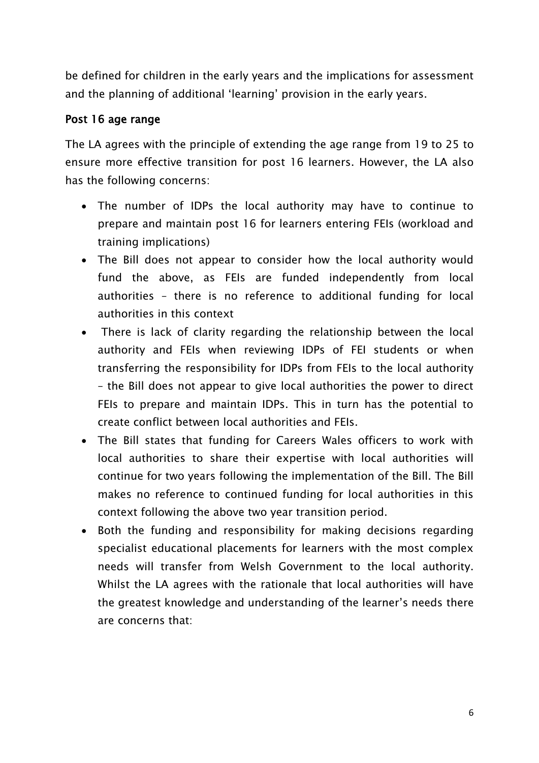be defined for children in the early years and the implications for assessment and the planning of additional 'learning' provision in the early years.

### Post 16 age range

The LA agrees with the principle of extending the age range from 19 to 25 to ensure more effective transition for post 16 learners. However, the LA also has the following concerns:

- The number of IDPs the local authority may have to continue to prepare and maintain post 16 for learners entering FEIs (workload and training implications)
- The Bill does not appear to consider how the local authority would fund the above, as FEIs are funded independently from local authorities – there is no reference to additional funding for local authorities in this context
- There is lack of clarity regarding the relationship between the local authority and FEIs when reviewing IDPs of FEI students or when transferring the responsibility for IDPs from FEIs to the local authority – the Bill does not appear to give local authorities the power to direct FEIs to prepare and maintain IDPs. This in turn has the potential to create conflict between local authorities and FEIs.
- The Bill states that funding for Careers Wales officers to work with local authorities to share their expertise with local authorities will continue for two years following the implementation of the Bill. The Bill makes no reference to continued funding for local authorities in this context following the above two year transition period.
- Both the funding and responsibility for making decisions regarding specialist educational placements for learners with the most complex needs will transfer from Welsh Government to the local authority. Whilst the LA agrees with the rationale that local authorities will have the greatest knowledge and understanding of the learner's needs there are concerns that: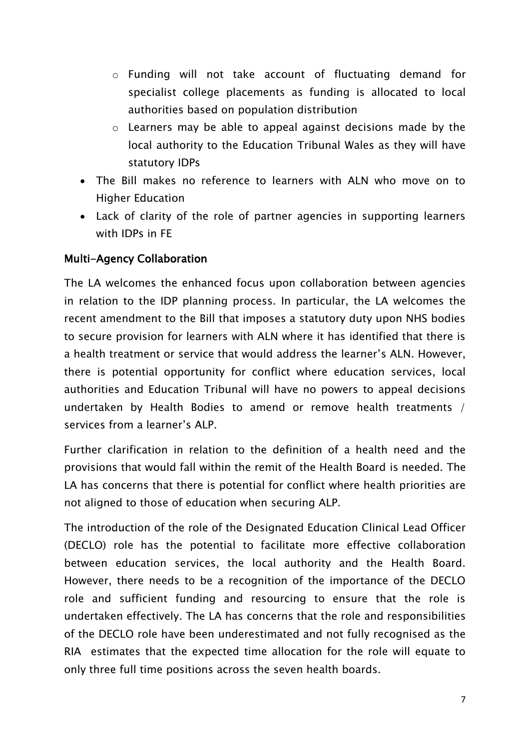- Funding will not take account of fluctuating demand for specialist college placements as funding is allocated to local authorities based on population distribution
    - Learners may be able to appeal against decisions made by the local authority to the Education Tribunal Wales as they will have statutory IDPs
- The Bill makes no reference to learners with ALN who move on to Higher Education
- Lack of clarity of the role of partner agencies in supporting learners with IDPs in FE

**Multi-Agency Collaboration**

The LA welcomes the enhanced focus upon collaboration between agencies in relation to the IDP planning process. In particular, the LA welcomes the recent amendment to the Bill that imposes a statutory duty upon NHS bodies to secure provision for learners with ALN where it has identified that there is a health treatment or service that would address the learner's ALN. However, there is potential opportunity for conflict where education services, local authorities and Education Tribunal will have no powers to appeal decisions undertaken by Health Bodies to amend or remove health treatments / services from a learner's ALP.

Further clarification in relation to the definition of a health need and the provisions that would fall within the remit of the Health Board is needed. The LA has concerns that there is potential for conflict where health priorities are not aligned to those of education when securing ALP.

The introduction of the role of the Designated Education Clinical Lead Officer (DECLO) role has the potential to facilitate more effective collaboration between education services, the local authority and the Health Board. However, there needs to be a recognition of the importance of the DECLO role and sufficient funding and resourcing to ensure that the role is undertaken effectively. The LA has concerns that the role and responsibilities of the DECLO role have been underestimated and not fully recognised as the RIA estimates that the expected time allocation for the role will equate to only three full time positions across the seven health boards.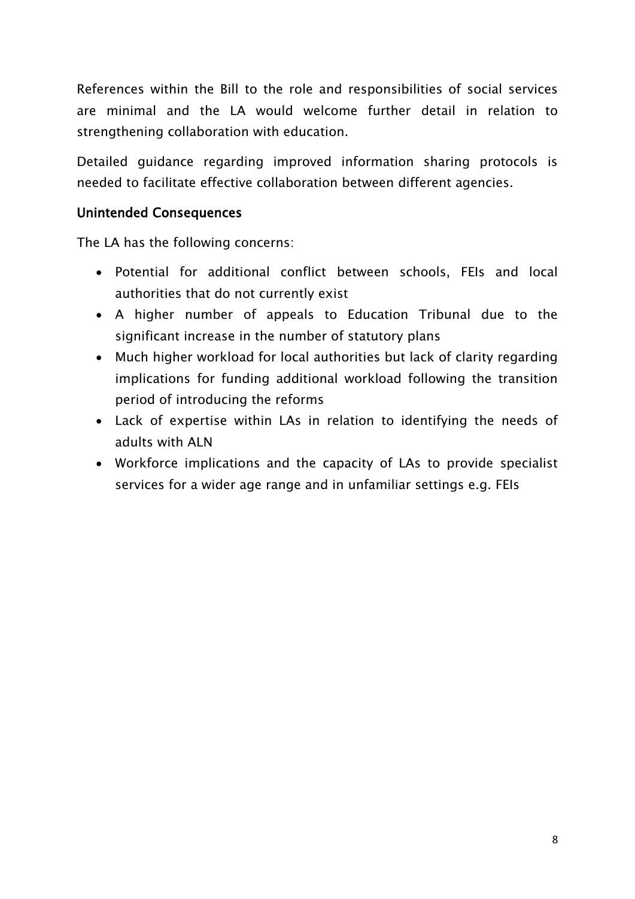References within the Bill to the role and responsibilities of social services are minimal and the LA would welcome further detail in relation to strengthening collaboration with education.

Detailed guidance regarding improved information sharing protocols is needed to facilitate effective collaboration between different agencies.

## Unintended Consequences

The LA has the following concerns:

- Potential for additional conflict between schools, FEIs and local authorities that do not currently exist
- A higher number of appeals to Education Tribunal due to the significant increase in the number of statutory plans
- Much higher workload for local authorities but lack of clarity regarding implications for funding additional workload following the transition period of introducing the reforms
- Lack of expertise within LAs in relation to identifying the needs of adults with ALN
- Workforce implications and the capacity of LAs to provide specialist services for a wider age range and in unfamiliar settings e.g. FEIs